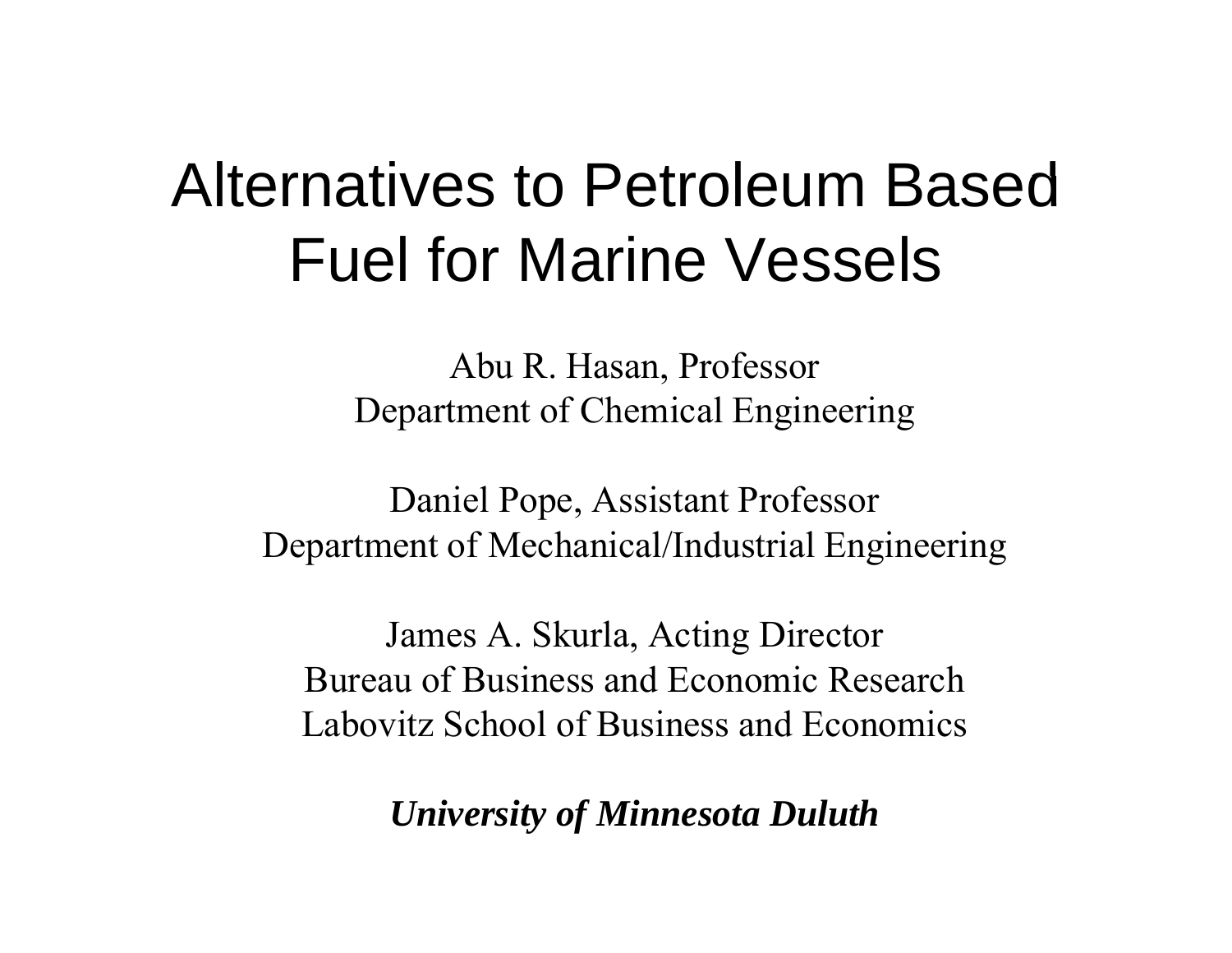# Alternatives to Petroleum Based Fuel for Marine Vessels

Abu R. Hasan, Professor
Department of Chemical Engineering

Daniel Pope, Assistant Professor
Department of Mechanical/Industrial Engineering

James A. Skurla, Acting Director
Bureau of Business and Economic Research
Labovitz School of Business and Economics

***University of Minnesota Duluth***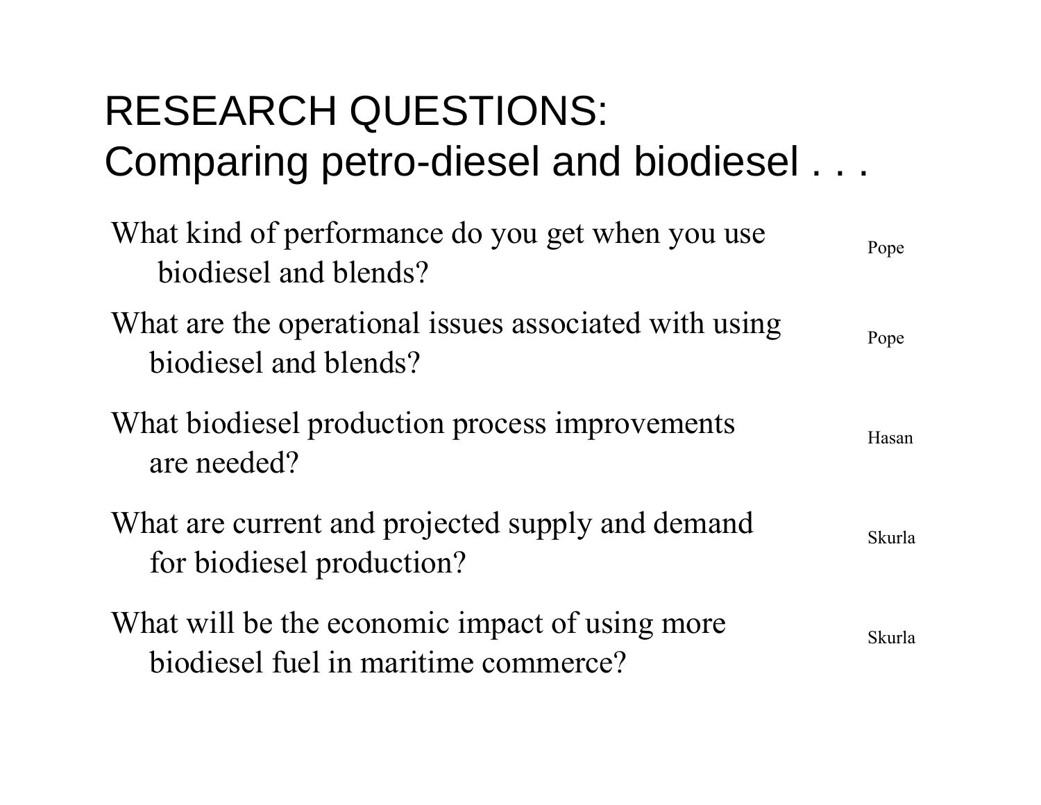# RESEARCH QUESTIONS:
# Comparing petro-diesel and biodiesel . . .

| Question | Researcher |
|---|---|
| What kind of performance do you get when you use biodiesel and blends? | Pope |
| What are the operational issues associated with using biodiesel and blends? | Pope |
| What biodiesel production process improvements are needed? | Hasan |
| What are current and projected supply and demand for biodiesel production? | Skurla |
| What will be the economic impact of using more biodiesel fuel in maritime commerce? | Skurla |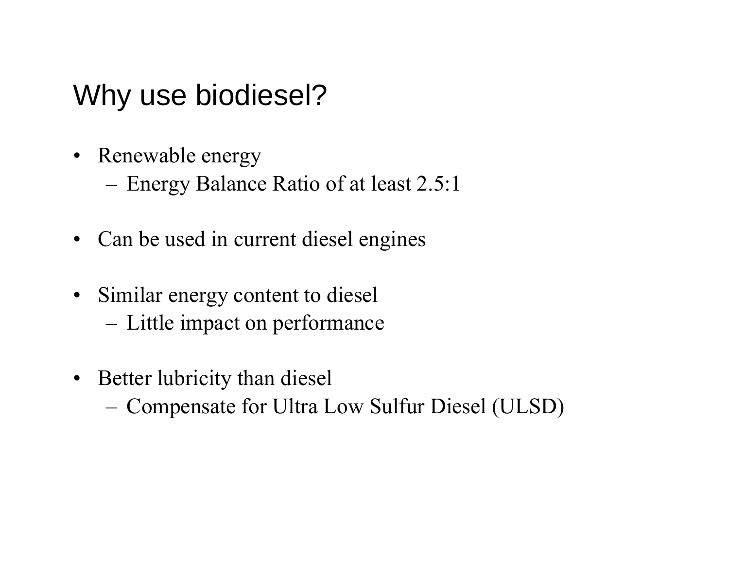# Why use biodiesel?

- Renewable energy
  - Energy Balance Ratio of at least 2.5:1
- Can be used in current diesel engines
- Similar energy content to diesel
  - Little impact on performance
- Better lubricity than diesel
  - Compensate for Ultra Low Sulfur Diesel (ULSD)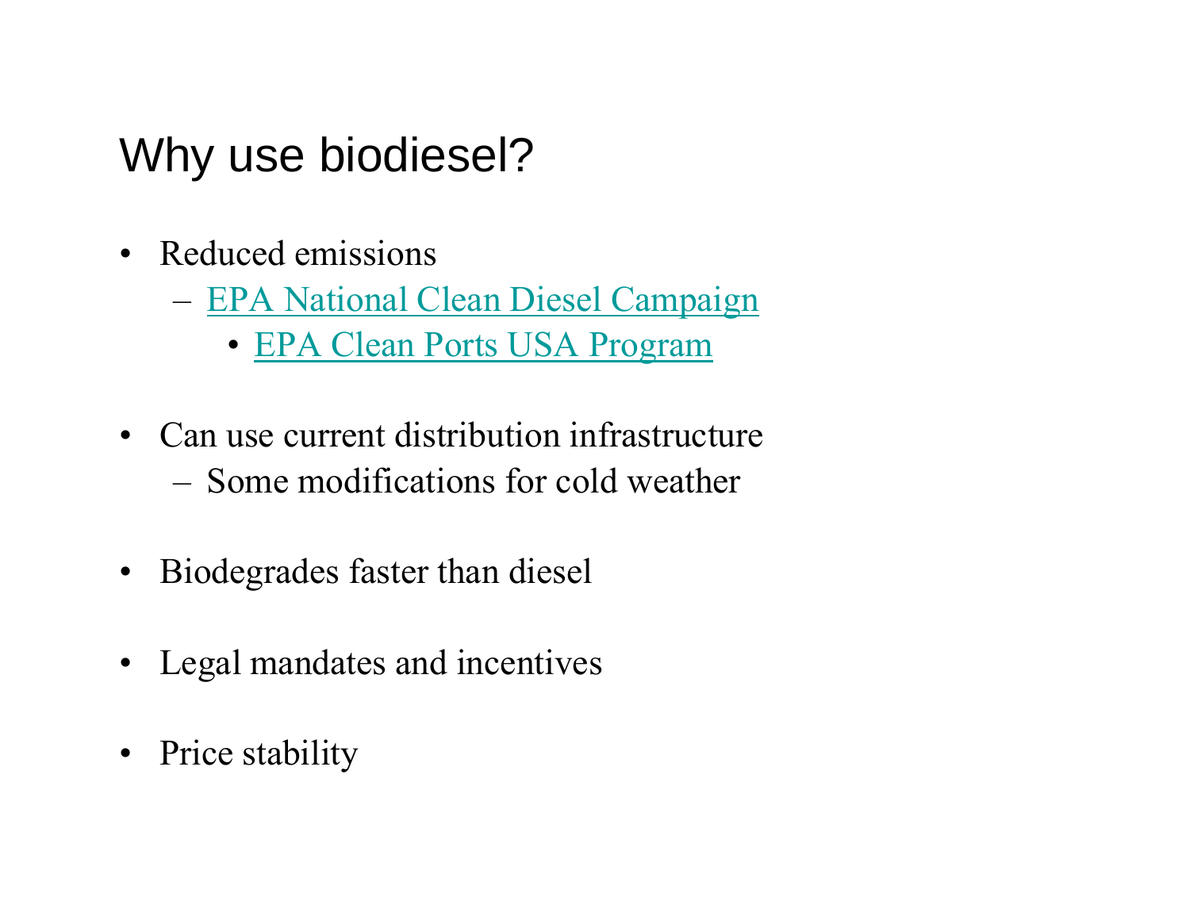# Why use biodiesel?

- Reduced emissions
  - EPA National Clean Diesel Campaign
    - EPA Clean Ports USA Program
- Can use current distribution infrastructure
  - Some modifications for cold weather
- Biodegrades faster than diesel
- Legal mandates and incentives
- Price stability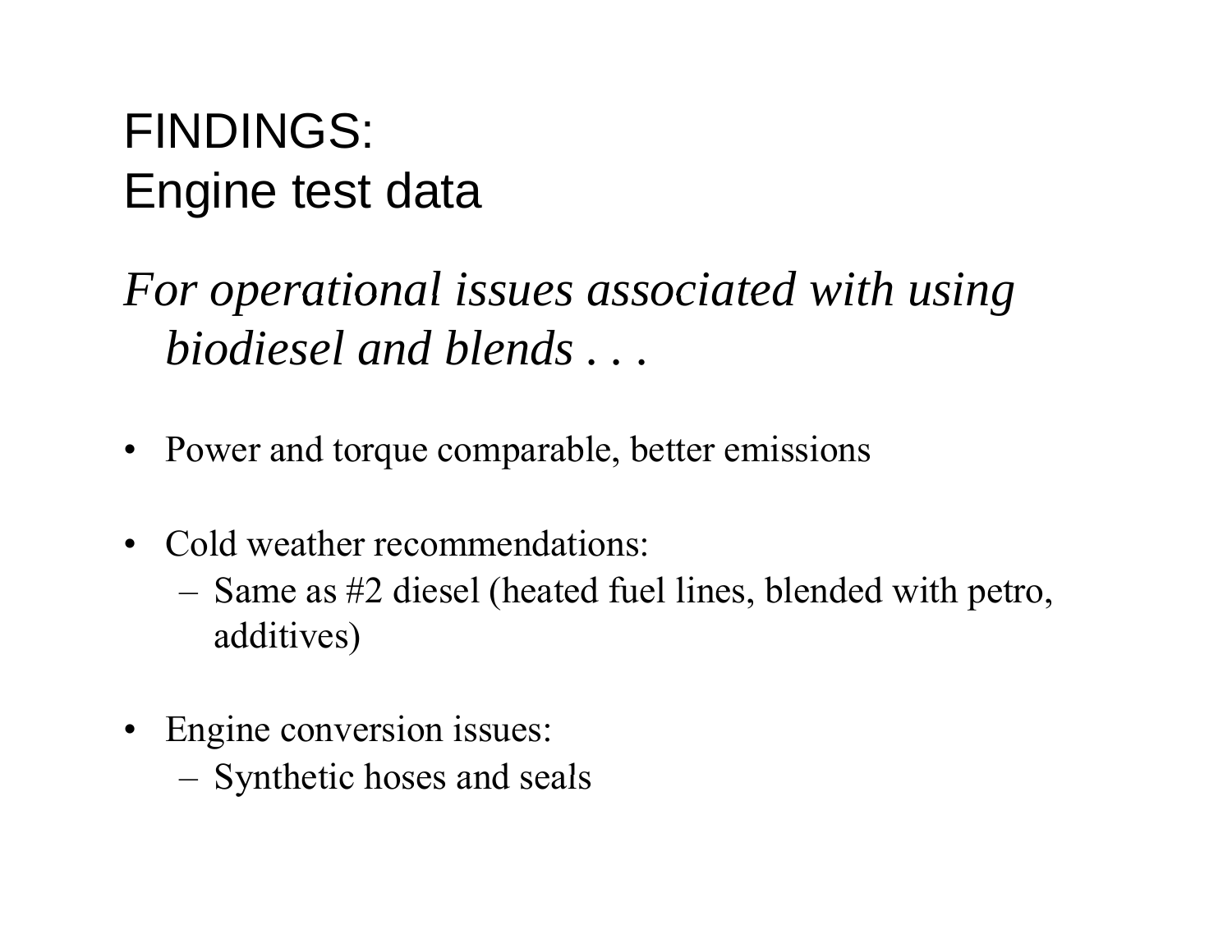# FINDINGS:
# Engine test data

*For operational issues associated with using biodiesel and blends . . .*

- Power and torque comparable, better emissions
- Cold weather recommendations:
  - Same as #2 diesel (heated fuel lines, blended with petro, additives)
- Engine conversion issues:
  - Synthetic hoses and seals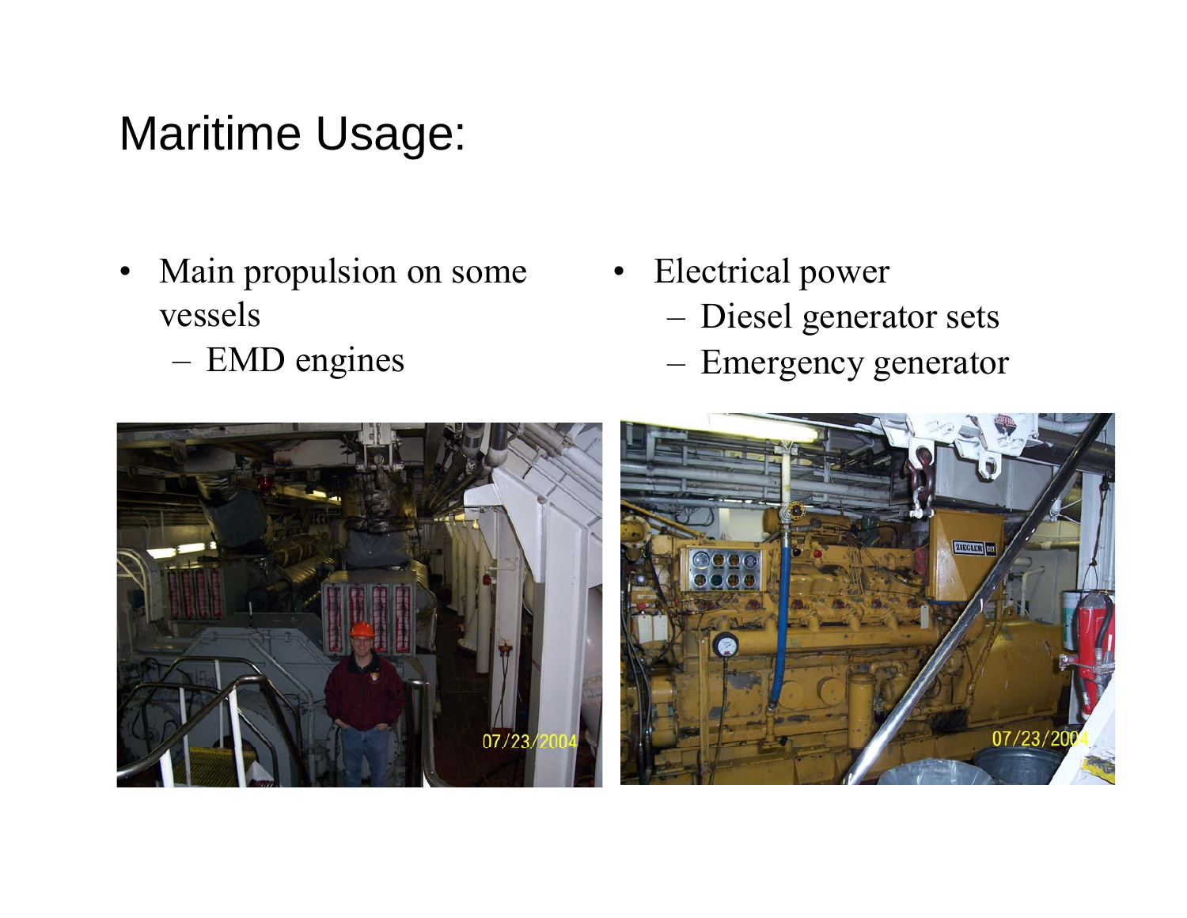# Maritime Usage:

- Main propulsion on some vessels
  - EMD engines
- Electrical power
  - Diesel generator sets
  - Emergency generator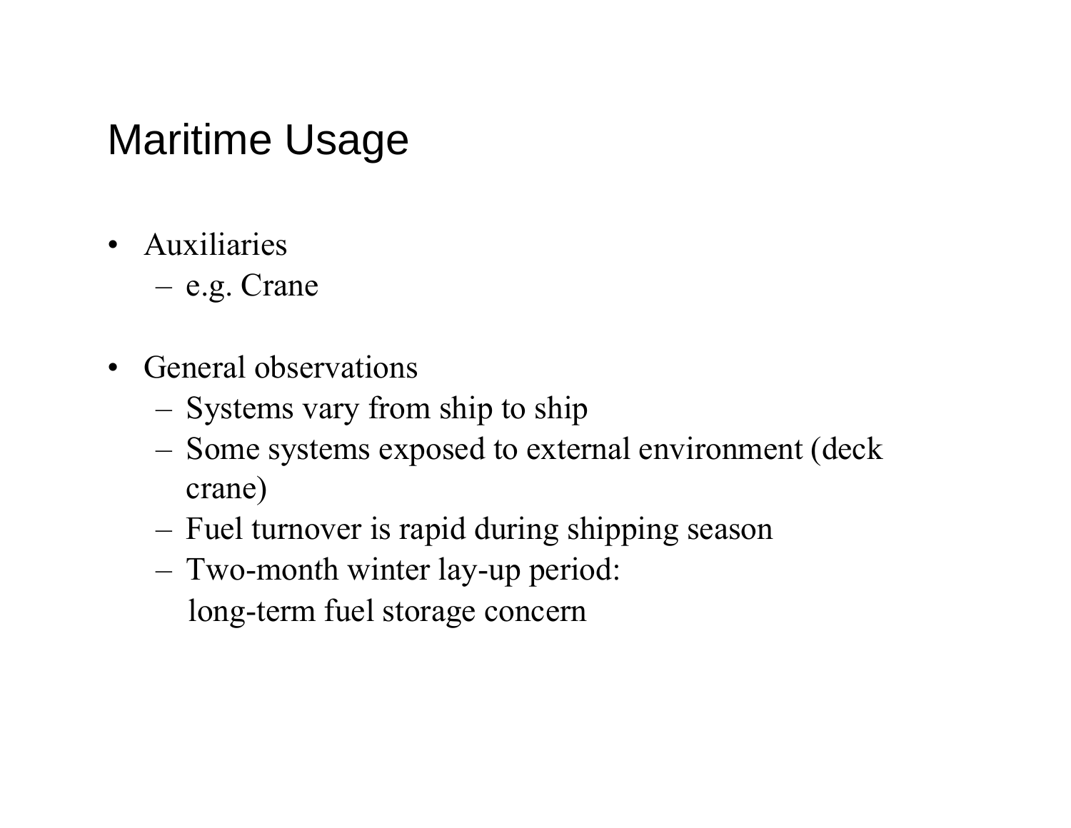# Maritime Usage

- Auxiliaries
  - e.g. Crane

- General observations
  - Systems vary from ship to ship
  - Some systems exposed to external environment (deck crane)
  - Fuel turnover is rapid during shipping season
  - Two-month winter lay-up period: long-term fuel storage concern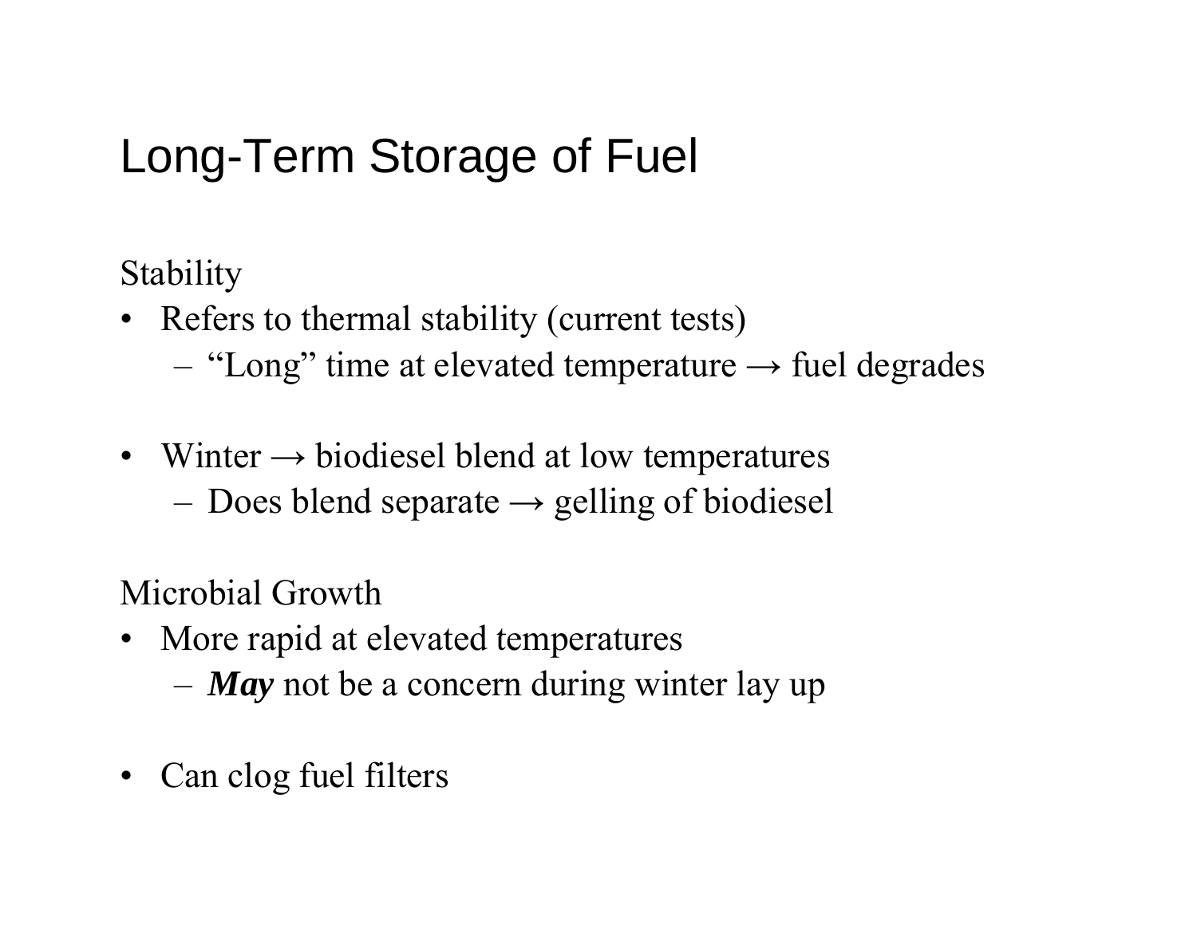# Long-Term Storage of Fuel

Stability

- Refers to thermal stability (current tests)
  - "Long" time at elevated temperature → fuel degrades

- Winter → biodiesel blend at low temperatures
  - Does blend separate → gelling of biodiesel

Microbial Growth

- More rapid at elevated temperatures
  - ***May*** not be a concern during winter lay up

- Can clog fuel filters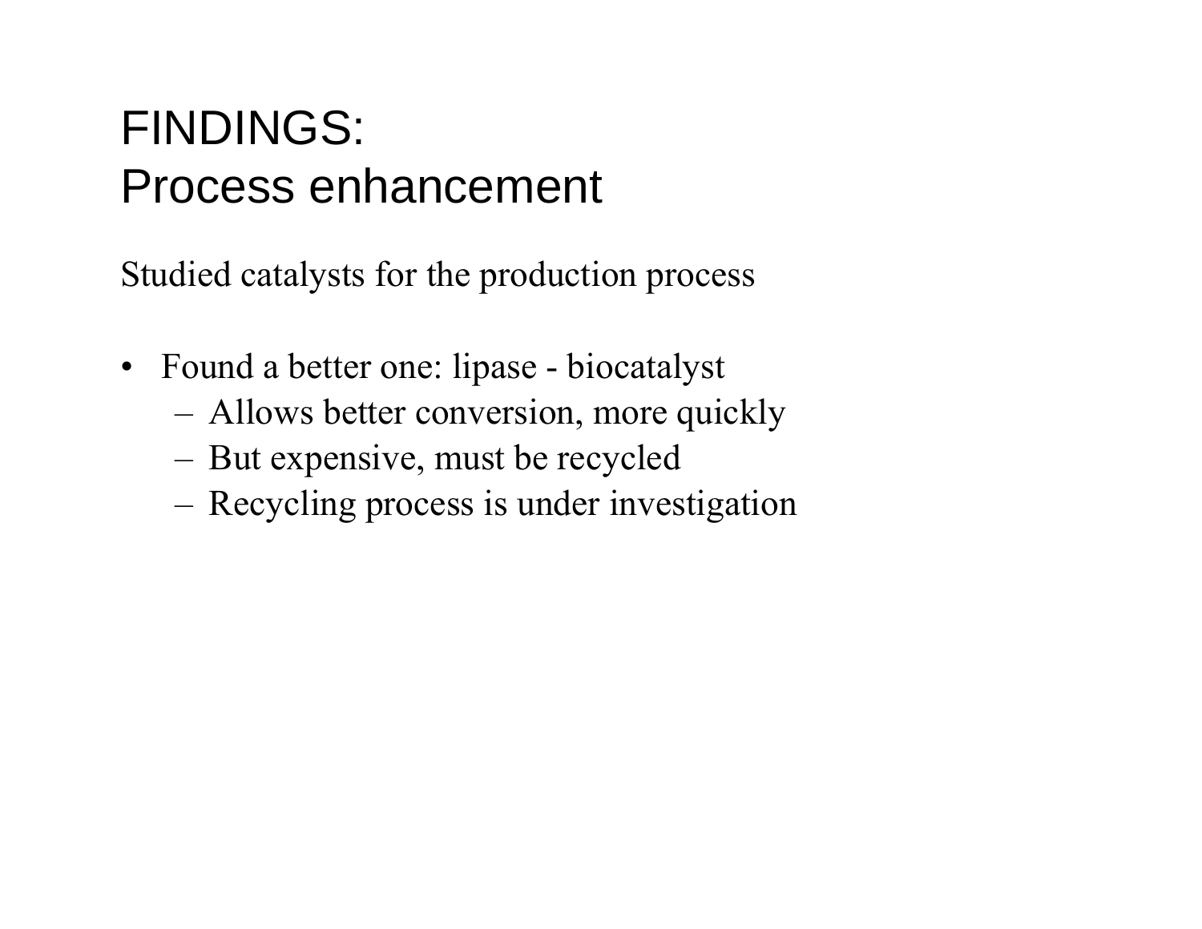# FINDINGS:
# Process enhancement

Studied catalysts for the production process

- Found a better one: lipase - biocatalyst
  - Allows better conversion, more quickly
  - But expensive, must be recycled
  - Recycling process is under investigation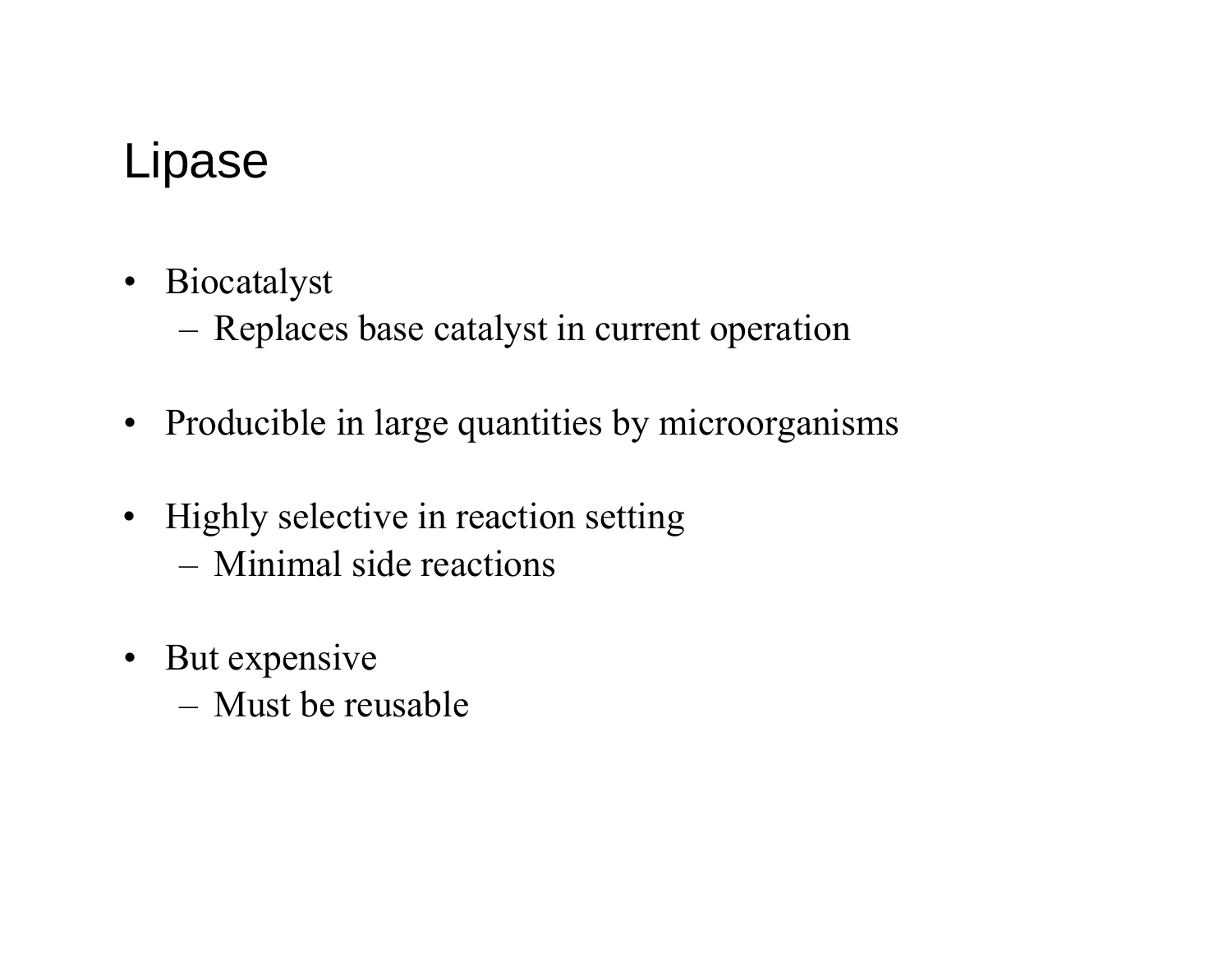# Lipase

- Biocatalyst
  - Replaces base catalyst in current operation
- Producible in large quantities by microorganisms
- Highly selective in reaction setting
  - Minimal side reactions
- But expensive
  - Must be reusable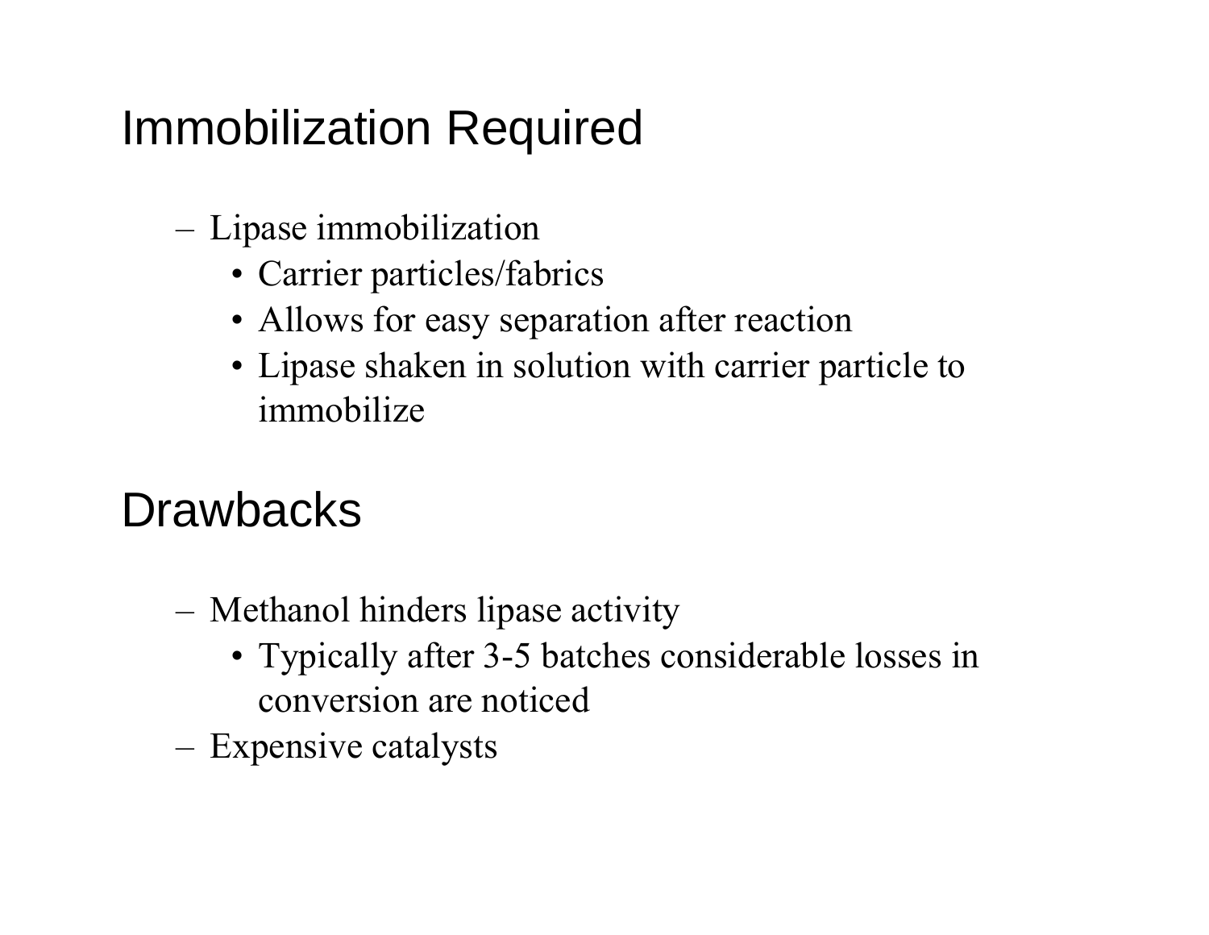## Immobilization Required

- Lipase immobilization
  - Carrier particles/fabrics
  - Allows for easy separation after reaction
  - Lipase shaken in solution with carrier particle to immobilize

## Drawbacks

- Methanol hinders lipase activity
  - Typically after 3-5 batches considerable losses in conversion are noticed
- Expensive catalysts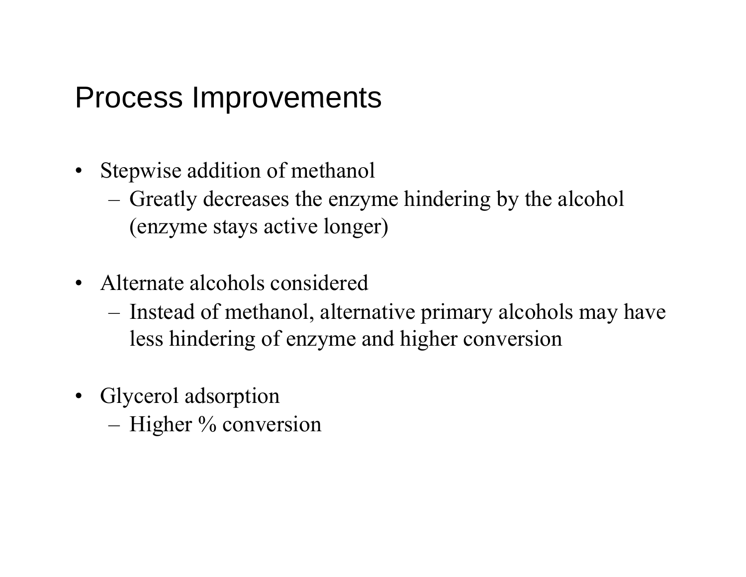# Process Improvements

- Stepwise addition of methanol
  - Greatly decreases the enzyme hindering by the alcohol (enzyme stays active longer)
- Alternate alcohols considered
  - Instead of methanol, alternative primary alcohols may have less hindering of enzyme and higher conversion
- Glycerol adsorption
  - Higher % conversion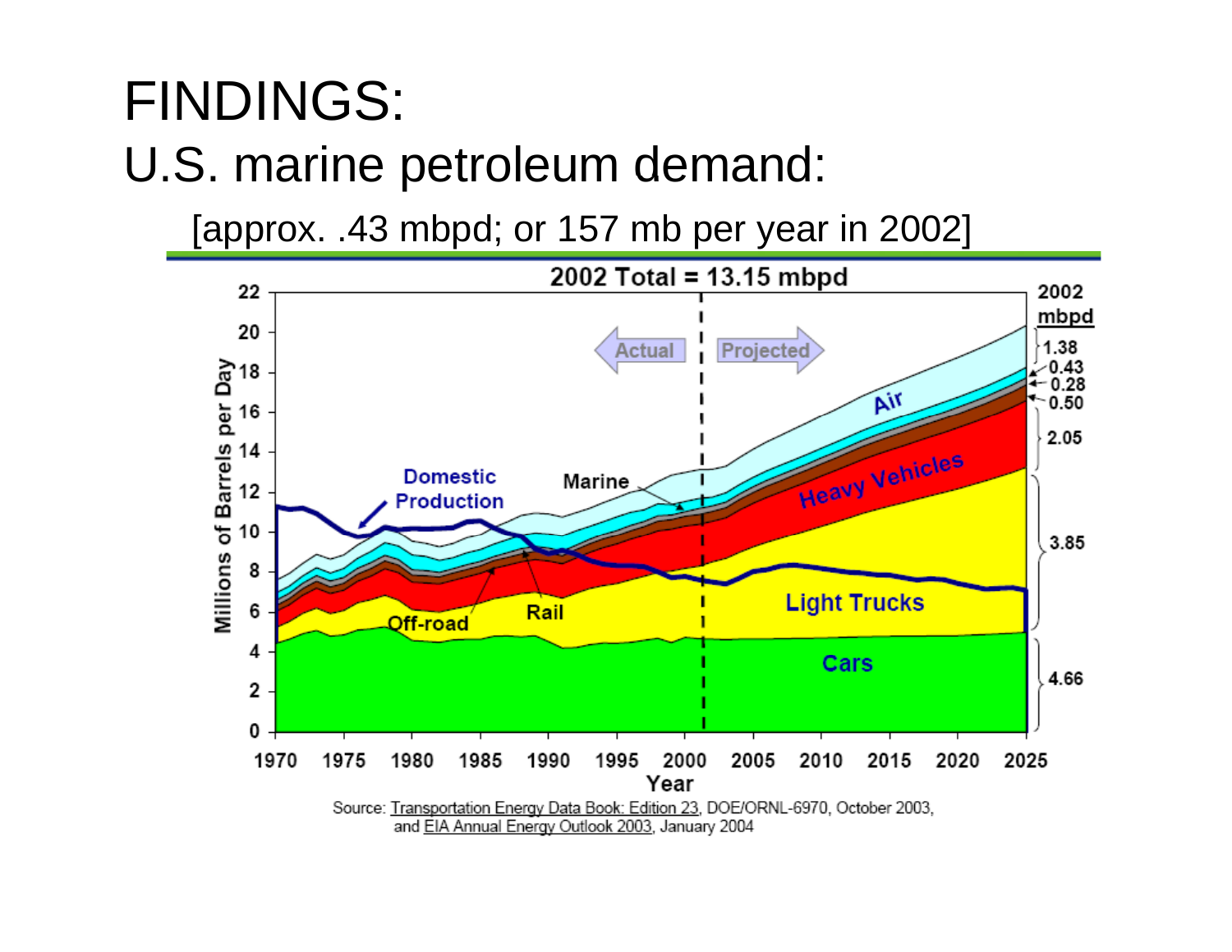# FINDINGS:

## U.S. marine petroleum demand:

[approx. .43 mbpd; or 157 mb per year in 2002]

2002 Total = 13.15 mbpd

Source: Transportation Energy Data Book: Edition 23, DOE/ORNL-6970, October 2003, and EIA Annual Energy Outlook 2003, January 2004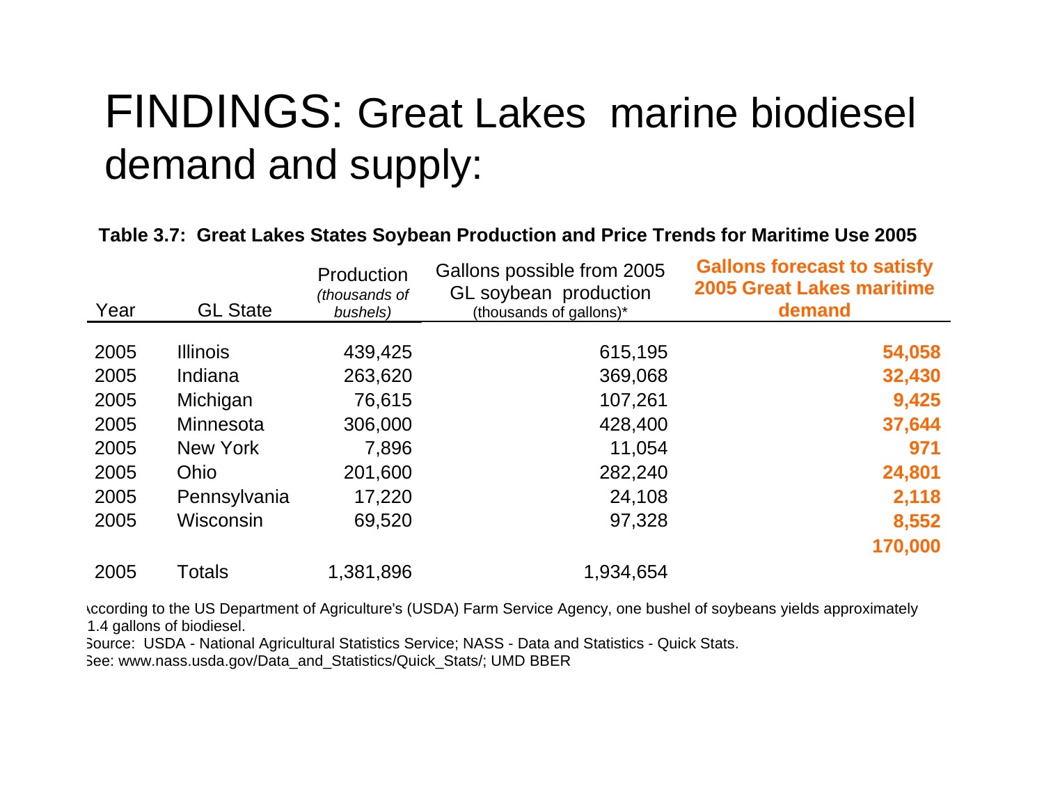# FINDINGS: Great Lakes marine biodiesel demand and supply:

**Table 3.7: Great Lakes States Soybean Production and Price Trends for Maritime Use 2005**

| Year | GL State | Production *(thousands of bushels)* | Gallons possible from 2005 GL soybean production (thousands of gallons)* | **Gallons forecast to satisfy 2005 Great Lakes maritime demand** |
|---|---|---|---|---|
| 2005 | Illinois | 439,425 | 615,195 | **54,058** |
| 2005 | Indiana | 263,620 | 369,068 | **32,430** |
| 2005 | Michigan | 76,615 | 107,261 | **9,425** |
| 2005 | Minnesota | 306,000 | 428,400 | **37,644** |
| 2005 | New York | 7,896 | 11,054 | **971** |
| 2005 | Ohio | 201,600 | 282,240 | **24,801** |
| 2005 | Pennsylvania | 17,220 | 24,108 | **2,118** |
| 2005 | Wisconsin | 69,520 | 97,328 | **8,552** |
| | | | | **170,000** |
| 2005 | Totals | 1,381,896 | 1,934,654 | |

According to the US Department of Agriculture's (USDA) Farm Service Agency, one bushel of soybeans yields approximately 1.4 gallons of biodiesel.

Source: USDA - National Agricultural Statistics Service; NASS - Data and Statistics - Quick Stats.

See: www.nass.usda.gov/Data_and_Statistics/Quick_Stats/; UMD BBER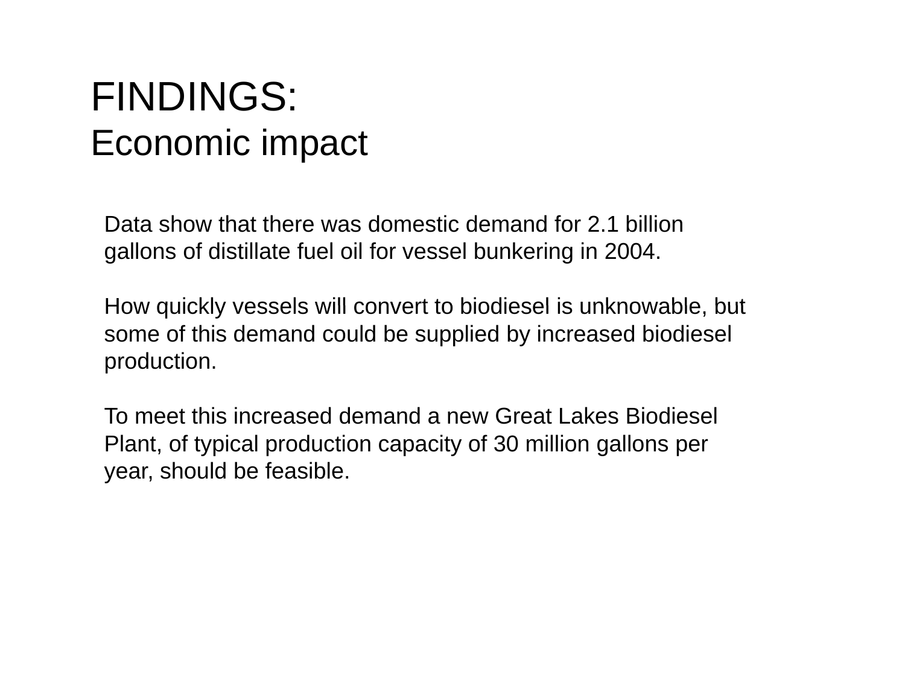# FINDINGS:
## Economic impact

Data show that there was domestic demand for 2.1 billion gallons of distillate fuel oil for vessel bunkering in 2004.

How quickly vessels will convert to biodiesel is unknowable, but some of this demand could be supplied by increased biodiesel production.

To meet this increased demand a new Great Lakes Biodiesel Plant, of typical production capacity of 30 million gallons per year, should be feasible.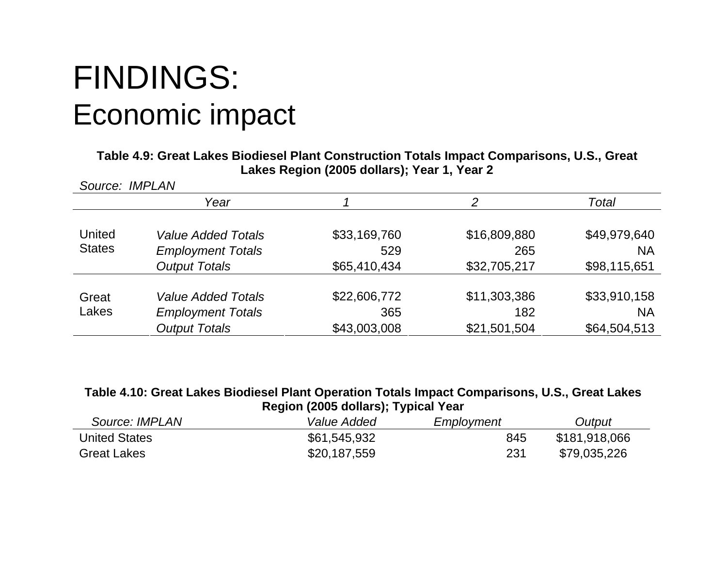# FINDINGS:
## Economic impact

**Table 4.9: Great Lakes Biodiesel Plant Construction Totals Impact Comparisons, U.S., Great Lakes Region (2005 dollars); Year 1, Year 2**

*Source: IMPLAN*

| | *Year* | *1* | *2* | *Total* |
|---|---|---|---|---|
| United States | *Value Added Totals* | $33,169,760 | $16,809,880 | $49,979,640 |
| | *Employment Totals* | 529 | 265 | NA |
| | *Output Totals* | $65,410,434 | $32,705,217 | $98,115,651 |
| Great Lakes | *Value Added Totals* | $22,606,772 | $11,303,386 | $33,910,158 |
| | *Employment Totals* | 365 | 182 | NA |
| | *Output Totals* | $43,003,008 | $21,501,504 | $64,504,513 |

**Table 4.10: Great Lakes Biodiesel Plant Operation Totals Impact Comparisons, U.S., Great Lakes Region (2005 dollars); Typical Year**

| *Source: IMPLAN* | *Value Added* | *Employment* | *Output* |
|---|---|---|---|
| United States | $61,545,932 | 845 | $181,918,066 |
| Great Lakes | $20,187,559 | 231 | $79,035,226 |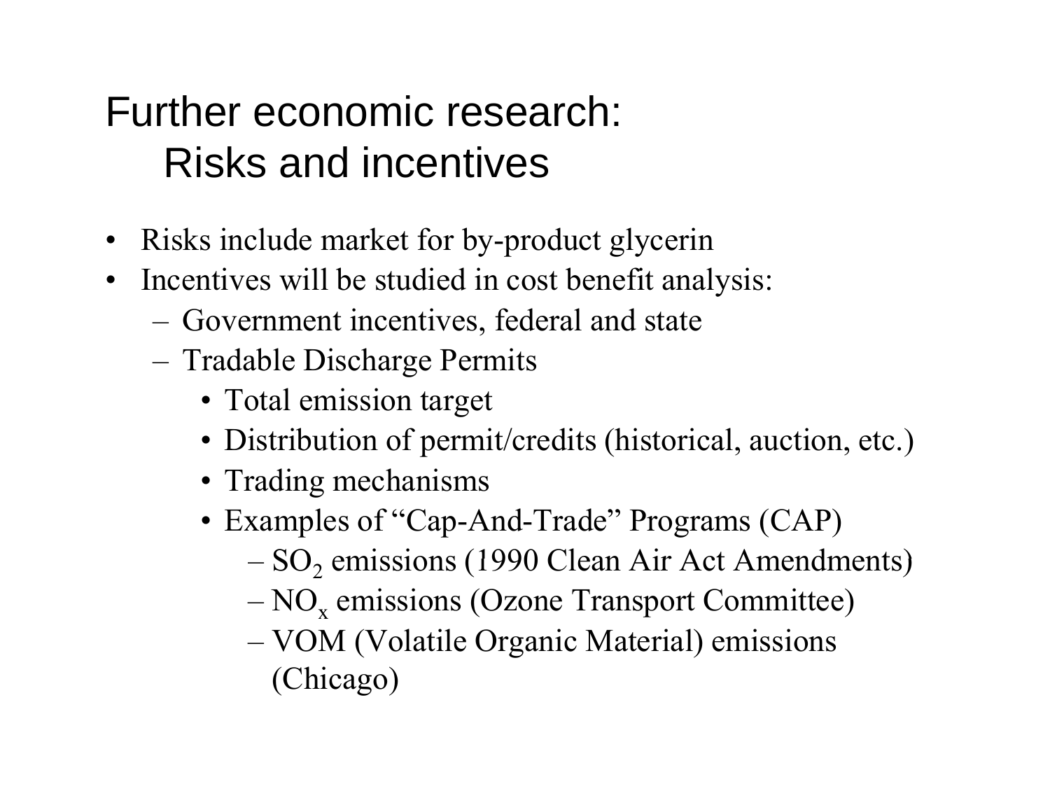# Further economic research:
## Risks and incentives

- Risks include market for by-product glycerin
- Incentives will be studied in cost benefit analysis:
  - Government incentives, federal and state
  - Tradable Discharge Permits
    - Total emission target
    - Distribution of permit/credits (historical, auction, etc.)
    - Trading mechanisms
    - Examples of “Cap-And-Trade” Programs (CAP)
      - $SO_2$ emissions (1990 Clean Air Act Amendments)
      - $NO_x$ emissions (Ozone Transport Committee)
      - VOM (Volatile Organic Material) emissions (Chicago)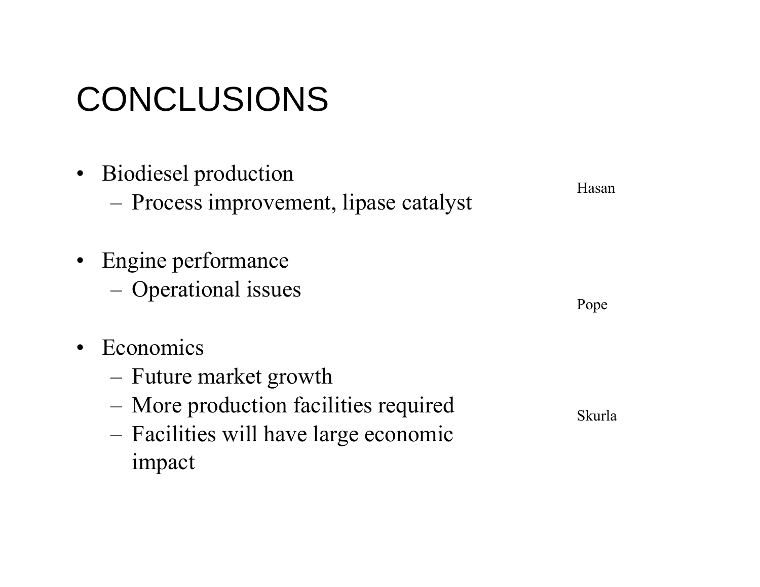# CONCLUSIONS

- Biodiesel production
  - Process improvement, lipase catalyst

Hasan

- Engine performance
  - Operational issues

Pope

- Economics
  - Future market growth
  - More production facilities required
  - Facilities will have large economic impact

Skurla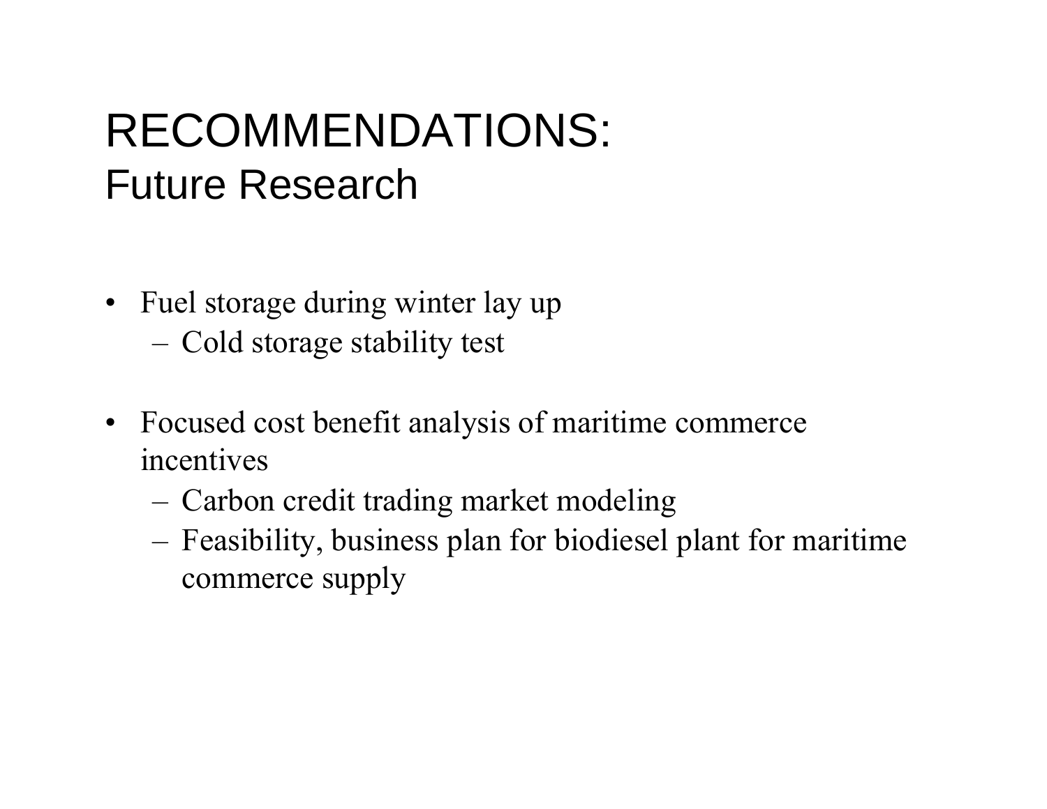# RECOMMENDATIONS:
## Future Research

- Fuel storage during winter lay up
  - Cold storage stability test

- Focused cost benefit analysis of maritime commerce incentives
  - Carbon credit trading market modeling
  - Feasibility, business plan for biodiesel plant for maritime commerce supply